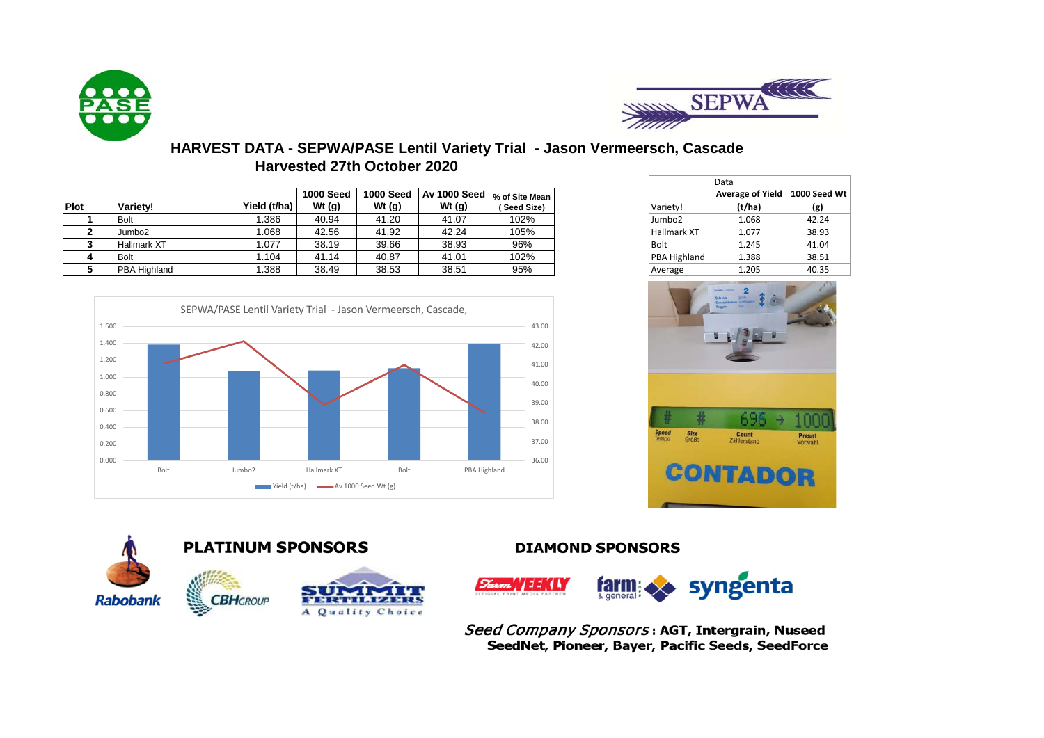# HARVEST DATA - SEPWA/PASE Lentil Variety Trial - Jason Vermeersch, Cascade

## Harvested 27th October 2020

| Plot | Variety! | Yield (t/ha) | 1000 Seed Wt (g) | 1000 Seed Wt (g) | Av 1000 Seed Wt (g) | % of Site Mean (Seed Size) |
|---|---|---|---|---|---|---|
| 1 | Bolt | 1.386 | 40.94 | 41.20 | 41.07 | 102% |
| 2 | Jumbo2 | 1.068 | 42.56 | 41.92 | 42.24 | 105% |
| 3 | Hallmark XT | 1.077 | 38.19 | 39.66 | 38.93 | 96% |
| 4 | Bolt | 1.104 | 41.14 | 40.87 | 41.01 | 102% |
| 5 | PBA Highland | 1.388 | 38.49 | 38.53 | 38.51 | 95% |

| | Data | |
|---|---|---|
| Variety! | Average of Yield (t/ha) | 1000 Seed Wt (g) |
| Jumbo2 | 1.068 | 42.24 |
| Hallmark XT | 1.077 | 38.93 |
| Bolt | 1.245 | 41.04 |
| PBA Highland | 1.388 | 38.51 |
| Average | 1.205 | 40.35 |

SEPWA/PASE Lentil Variety Trial - Jason Vermeersch, Cascade,

| Variety | Yield (t/ha) | Av 1000 Seed Wt (g) |
|---|---|---|
| Bolt | 1.386 | 41.07 |
| Jumbo2 | 1.068 | 42.24 |
| Hallmark XT | 1.077 | 38.93 |
| Bolt | 1.104 | 41.01 |
| PBA Highland | 1.388 | 38.51 |

**PLATINUM SPONSORS**

Rabobank, CBH Group, Summit Fertilizers

**DIAMOND SPONSORS**

Farm Weekly, farm & general, syngenta

*Seed Company Sponsors*: **AGT, Intergrain, Nuseed SeedNet, Pioneer, Bayer, Pacific Seeds, SeedForce**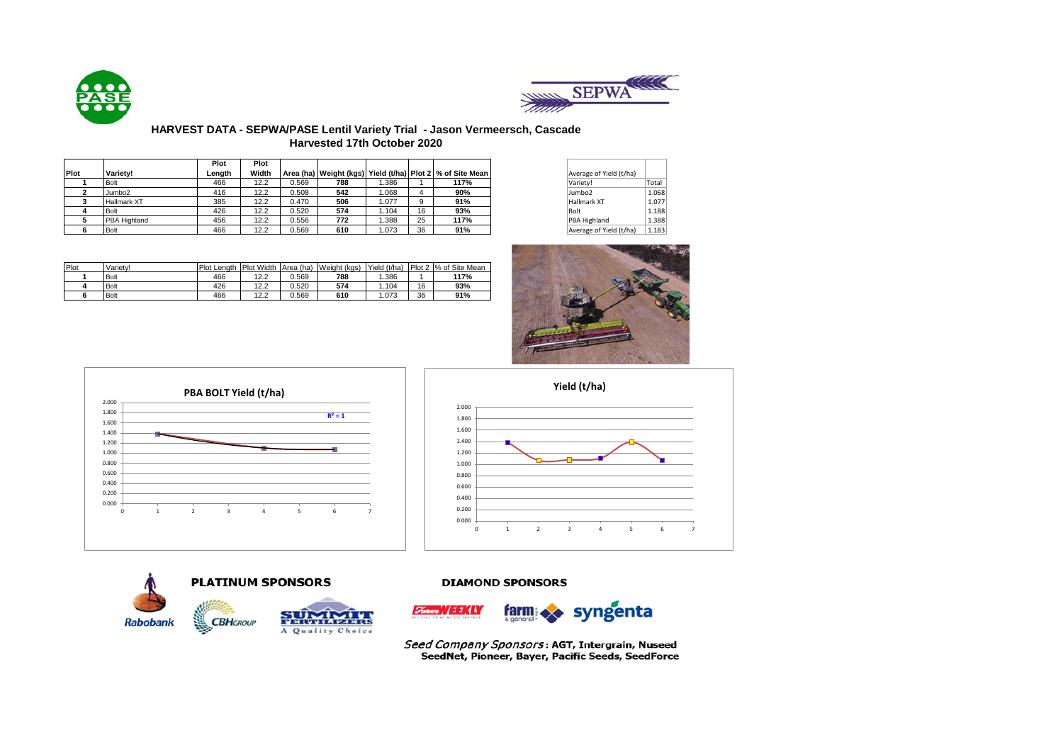## HARVEST DATA - SEPWA/PASE Lentil Variety Trial - Jason Vermeersch, Cascade

### Harvested 17th October 2020

| Plot | Variety! | Plot Length | Plot Width | Area (ha) | Weight (kgs) | Yield (t/ha) | Plot 2 | % of Site Mean |
|---|---|---|---|---|---|---|---|---|
| 1 | Bolt | 466 | 12.2 | 0.569 | 788 | 1.386 | 1 | 117% |
| 2 | Jumbo2 | 416 | 12.2 | 0.508 | 542 | 1.068 | 4 | 90% |
| 3 | Hallmark XT | 385 | 12.2 | 0.470 | 506 | 1.077 | 9 | 91% |
| 4 | Bolt | 426 | 12.2 | 0.520 | 574 | 1.104 | 16 | 93% |
| 5 | PBA Highland | 456 | 12.2 | 0.556 | 772 | 1.388 | 25 | 117% |
| 6 | Bolt | 466 | 12.2 | 0.569 | 610 | 1.073 | 36 | 91% |

| Average of Yield (t/ha) | |
|---|---|
| Variety! | Total |
| Jumbo2 | 1.068 |
| Hallmark XT | 1.077 |
| Bolt | 1.188 |
| PBA Highland | 1.388 |
| Average of Yield (t/ha) | 1.183 |

| Plot | Variety! | Plot Length | Plot Width | Area (ha) | Weight (kgs) | Yield (t/ha) | Plot 2 | % of Site Mean |
|---|---|---|---|---|---|---|---|---|
| 1 | Bolt | 466 | 12.2 | 0.569 | 788 | 1.386 | 1 | 117% |
| 4 | Bolt | 426 | 12.2 | 0.520 | 574 | 1.104 | 16 | 93% |
| 6 | Bolt | 466 | 12.2 | 0.569 | 610 | 1.073 | 36 | 91% |

**PBA BOLT Yield (t/ha)**

$R^2 = 1$

**Yield (t/ha)**

**PLATINUM SPONSORS**

Rabobank, CBH Group, Summit Fertilizers – A Quality Choice

**DIAMOND SPONSORS**

Farm Weekly, farm & general, syngenta

*Seed Company Sponsors*: **AGT, Intergrain, Nuseed SeedNet, Pioneer, Bayer, Pacific Seeds, SeedForce**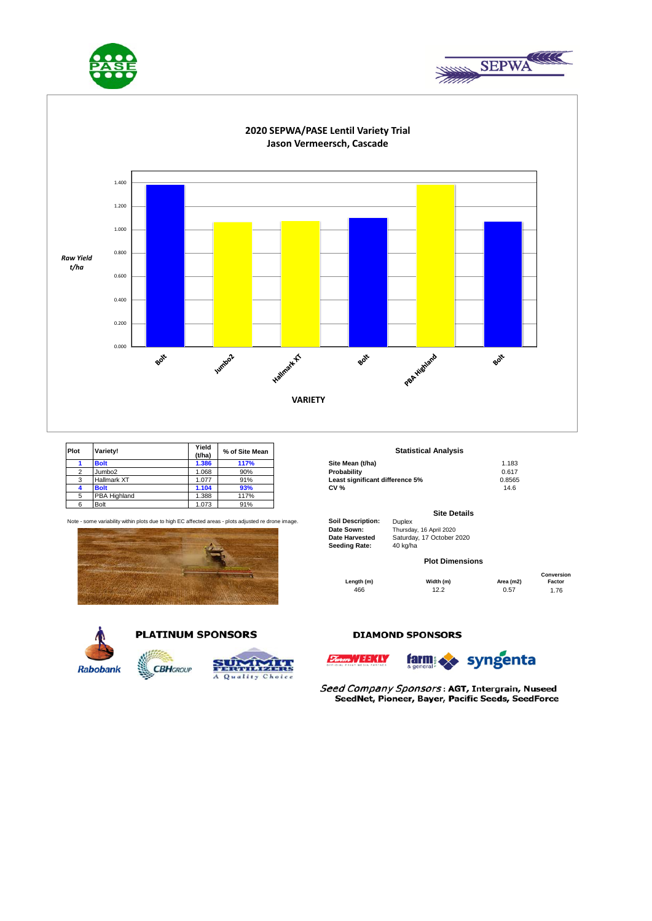## 2020 SEPWA/PASE Lentil Variety Trial
### Jason Vermeersch, Cascade

Raw Yield t/ha

VARIETY

| Plot | Variety! | Yield (t/ha) | % of Site Mean |
|---|---|---|---|
| **1** | **Bolt** | **1.386** | **117%** |
| 2 | Jumbo2 | 1.068 | 90% |
| 3 | Hallmark XT | 1.077 | 91% |
| **4** | **Bolt** | **1.104** | **93%** |
| 5 | PBA Highland | 1.388 | 117% |
| 6 | Bolt | 1.073 | 91% |

Note - some variability within plots due to high EC affected areas - plots adjusted re drone image.

### Statistical Analysis

| | |
|---|---|
| **Site Mean (t/ha)** | 1.183 |
| **Probability** | 0.617 |
| **Least significant difference 5%** | 0.8565 |
| **CV %** | 14.6 |

### Site Details

**Soil Description:** Duplex
**Date Sown:** Thursday, 16 April 2020
**Date Harvested** Saturday, 17 October 2020
**Seeding Rate:** 40 kg/ha

### Plot Dimensions

| Length (m) | Width (m) | Area (m2) | Conversion Factor |
|---|---|---|---|
| 466 | 12.2 | 0.57 | 1.76 |

**PLATINUM SPONSORS**

**DIAMOND SPONSORS**

*Seed Company Sponsors*: **AGT, Intergrain, Nuseed SeedNet, Pioneer, Bayer, Pacific Seeds, SeedForce**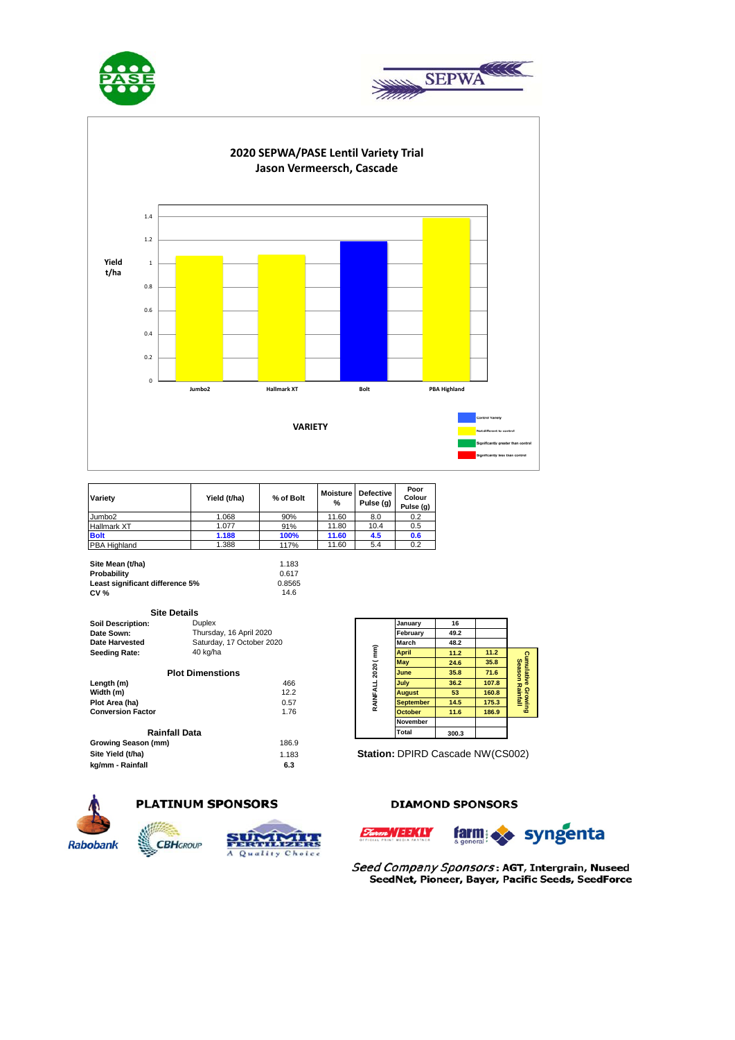# 2020 SEPWA/PASE Lentil Variety Trial
## Jason Vermeersch, Cascade

Yield t/ha

1.4
1.2
1
0.8
0.6
0.4
0.2
0

Jumbo2
Hallmark XT
Bolt
PBA Highland

VARIETY

Control Variety
Not different to control
Significantly greater than control
Significantly less than control

| Variety | Yield (t/ha) | % of Bolt | Moisture % | Defective Pulse (g) | Poor Colour Pulse (g) |
|---|---|---|---|---|---|
| Jumbo2 | 1.068 | 90% | 11.60 | 8.0 | 0.2 |
| Hallmark XT | 1.077 | 91% | 11.80 | 10.4 | 0.5 |
| **Bolt** | **1.188** | **100%** | **11.60** | **4.5** | **0.6** |
| PBA Highland | 1.388 | 117% | 11.60 | 5.4 | 0.2 |

| | |
|---|---|
| **Site Mean (t/ha)** | 1.183 |
| **Probability** | 0.617 |
| **Least significant difference 5%** | 0.8565 |
| **CV %** | 14.6 |

### Site Details

| | |
|---|---|
| **Soil Description:** | Duplex |
| **Date Sown:** | Thursday, 16 April 2020 |
| **Date Harvested** | Saturday, 17 October 2020 |
| **Seeding Rate:** | 40 kg/ha |

### Plot Dimenstions

| | |
|---|---|
| **Length (m)** | 466 |
| **Width (m)** | 12.2 |
| **Plot Area (ha)** | 0.57 |
| **Conversion Factor** | 1.76 |

### Rainfall Data

| | |
|---|---|
| **Growing Season (mm)** | 186.9 |
| **Site Yield (t/ha)** | 1.183 |
| **kg/mm - Rainfall** | **6.3** |

RAINFALL 2020 ( mm)

| Month | Rainfall | Cumulative Growing Season Rainfall |
|---|---|---|
| January | 16 | |
| February | 49.2 | |
| March | 48.2 | |
| April | 11.2 | 11.2 |
| May | 24.6 | 35.8 |
| June | 35.8 | 71.6 |
| July | 36.2 | 107.8 |
| August | 53 | 160.8 |
| September | 14.5 | 175.3 |
| October | 11.6 | 186.9 |
| November | | |
| Total | 300.3 | |

**Station:** DPIRD Cascade NW(CS002)

**PLATINUM SPONSORS**

Rabobank, CBH GROUP, SUMMIT FERTILIZERS A Quality Choice

**DIAMOND SPONSORS**

Farm WEEKLY, farm & general, syngenta

*Seed Company Sponsors*: **AGT, Intergrain, Nuseed SeedNet, Pioneer, Bayer, Pacific Seeds, SeedForce**